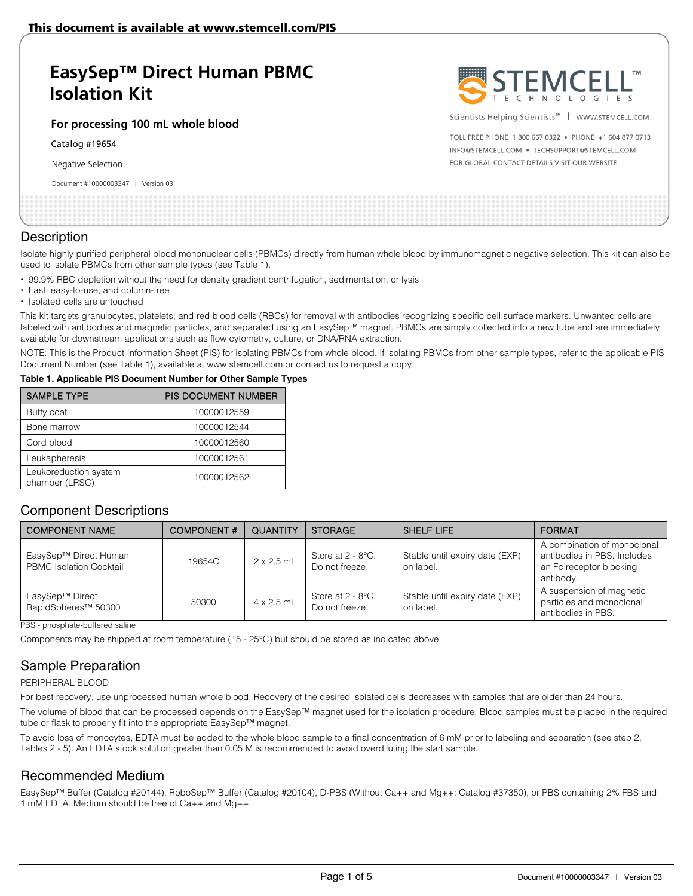This document is available at www.stemcell.com/PIS

# EasySep™ Direct Human PBMC Isolation Kit

**For processing 100 mL whole blood**

Catalog #19654

Negative Selection

Document #10000003347 | Version 03

Scientists Helping Scientists™ | WWW.STEMCELL.COM

TOLL FREE PHONE 1 800 667 0322 • PHONE +1 604 877 0713
INFO@STEMCELL.COM • TECHSUPPORT@STEMCELL.COM
FOR GLOBAL CONTACT DETAILS VISIT OUR WEBSITE

## Description

Isolate highly purified peripheral blood mononuclear cells (PBMCs) directly from human whole blood by immunomagnetic negative selection. This kit can also be used to isolate PBMCs from other sample types (see Table 1).

- 99.9% RBC depletion without the need for density gradient centrifugation, sedimentation, or lysis
- Fast, easy-to-use, and column-free
- Isolated cells are untouched

This kit targets granulocytes, platelets, and red blood cells (RBCs) for removal with antibodies recognizing specific cell surface markers. Unwanted cells are labeled with antibodies and magnetic particles, and separated using an EasySep™ magnet. PBMCs are simply collected into a new tube and are immediately available for downstream applications such as flow cytometry, culture, or DNA/RNA extraction.

NOTE: This is the Product Information Sheet (PIS) for isolating PBMCs from whole blood. If isolating PBMCs from other sample types, refer to the applicable PIS Document Number (see Table 1), available at www.stemcell.com or contact us to request a copy.

**Table 1. Applicable PIS Document Number for Other Sample Types**

| SAMPLE TYPE | PIS DOCUMENT NUMBER |
|---|---|
| Buffy coat | 10000012559 |
| Bone marrow | 10000012544 |
| Cord blood | 10000012560 |
| Leukapheresis | 10000012561 |
| Leukoreduction system chamber (LRSC) | 10000012562 |

## Component Descriptions

| COMPONENT NAME | COMPONENT # | QUANTITY | STORAGE | SHELF LIFE | FORMAT |
|---|---|---|---|---|---|
| EasySep™ Direct Human PBMC Isolation Cocktail | 19654C | 2 x 2.5 mL | Store at 2 - 8°C. Do not freeze. | Stable until expiry date (EXP) on label. | A combination of monoclonal antibodies in PBS. Includes an Fc receptor blocking antibody. |
| EasySep™ Direct RapidSpheres™ 50300 | 50300 | 4 x 2.5 mL | Store at 2 - 8°C. Do not freeze. | Stable until expiry date (EXP) on label. | A suspension of magnetic particles and monoclonal antibodies in PBS. |

PBS - phosphate-buffered saline

Components may be shipped at room temperature (15 - 25°C) but should be stored as indicated above.

## Sample Preparation

PERIPHERAL BLOOD

For best recovery, use unprocessed human whole blood. Recovery of the desired isolated cells decreases with samples that are older than 24 hours.

The volume of blood that can be processed depends on the EasySep™ magnet used for the isolation procedure. Blood samples must be placed in the required tube or flask to properly fit into the appropriate EasySep™ magnet.

To avoid loss of monocytes, EDTA must be added to the whole blood sample to a final concentration of 6 mM prior to labeling and separation (see step 2, Tables 2 - 5). An EDTA stock solution greater than 0.05 M is recommended to avoid overdiluting the start sample.

## Recommended Medium

EasySep™ Buffer (Catalog #20144), RoboSep™ Buffer (Catalog #20104), D-PBS (Without Ca++ and Mg++; Catalog #37350), or PBS containing 2% FBS and 1 mM EDTA. Medium should be free of Ca++ and Mg++.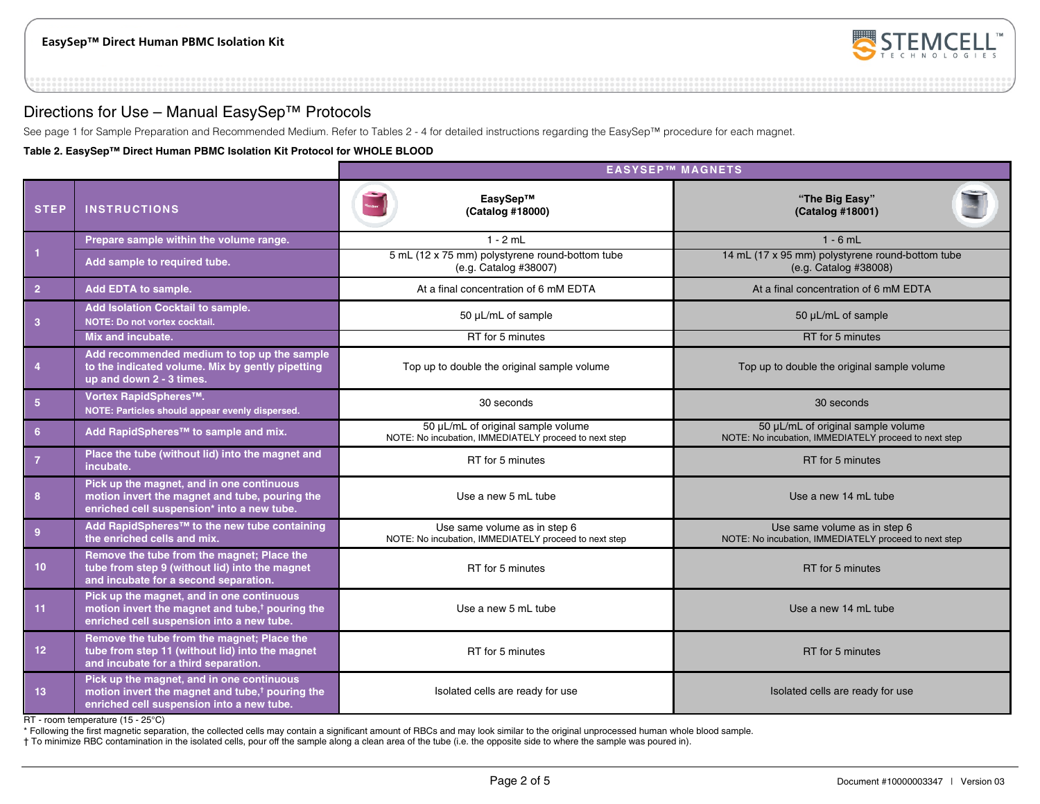## Directions for Use – Manual EasySep™ Protocols

See page 1 for Sample Preparation and Recommended Medium. Refer to Tables 2 - 4 for detailed instructions regarding the EasySep™ procedure for each magnet.

**Table 2. EasySep™ Direct Human PBMC Isolation Kit Protocol for WHOLE BLOOD**

| STEP | INSTRUCTIONS | EASYSEP™ MAGNETS | |
|---|---|---|---|
| | | **EasySep™ (Catalog #18000)** | **"The Big Easy" (Catalog #18001)** |
| 1 | Prepare sample within the volume range. | 1 - 2 mL | 1 - 6 mL |
| | Add sample to required tube. | 5 mL (12 x 75 mm) polystyrene round-bottom tube (e.g. Catalog #38007) | 14 mL (17 x 95 mm) polystyrene round-bottom tube (e.g. Catalog #38008) |
| 2 | Add EDTA to sample. | At a final concentration of 6 mM EDTA | At a final concentration of 6 mM EDTA |
| 3 | Add Isolation Cocktail to sample. NOTE: Do not vortex cocktail. | 50 µL/mL of sample | 50 µL/mL of sample |
| | Mix and incubate. | RT for 5 minutes | RT for 5 minutes |
| 4 | Add recommended medium to top up the sample to the indicated volume. Mix by gently pipetting up and down 2 - 3 times. | Top up to double the original sample volume | Top up to double the original sample volume |
| 5 | Vortex RapidSpheres™. NOTE: Particles should appear evenly dispersed. | 30 seconds | 30 seconds |
| 6 | Add RapidSpheres™ to sample and mix. | 50 µL/mL of original sample volume NOTE: No incubation, IMMEDIATELY proceed to next step | 50 µL/mL of original sample volume NOTE: No incubation, IMMEDIATELY proceed to next step |
| 7 | Place the tube (without lid) into the magnet and incubate. | RT for 5 minutes | RT for 5 minutes |
| 8 | Pick up the magnet, and in one continuous motion invert the magnet and tube, pouring the enriched cell suspension* into a new tube. | Use a new 5 mL tube | Use a new 14 mL tube |
| 9 | Add RapidSpheres™ to the new tube containing the enriched cells and mix. | Use same volume as in step 6 NOTE: No incubation, IMMEDIATELY proceed to next step | Use same volume as in step 6 NOTE: No incubation, IMMEDIATELY proceed to next step |
| 10 | Remove the tube from the magnet; Place the tube from step 9 (without lid) into the magnet and incubate for a second separation. | RT for 5 minutes | RT for 5 minutes |
| 11 | Pick up the magnet, and in one continuous motion invert the magnet and tube,† pouring the enriched cell suspension into a new tube. | Use a new 5 mL tube | Use a new 14 mL tube |
| 12 | Remove the tube from the magnet; Place the tube from step 11 (without lid) into the magnet and incubate for a third separation. | RT for 5 minutes | RT for 5 minutes |
| 13 | Pick up the magnet, and in one continuous motion invert the magnet and tube,† pouring the enriched cell suspension into a new tube. | Isolated cells are ready for use | Isolated cells are ready for use |

RT - room temperature (15 - 25°C)

* Following the first magnetic separation, the collected cells may contain a significant amount of RBCs and may look similar to the original unprocessed human whole blood sample.

† To minimize RBC contamination in the isolated cells, pour off the sample along a clean area of the tube (i.e. the opposite side to where the sample was poured in).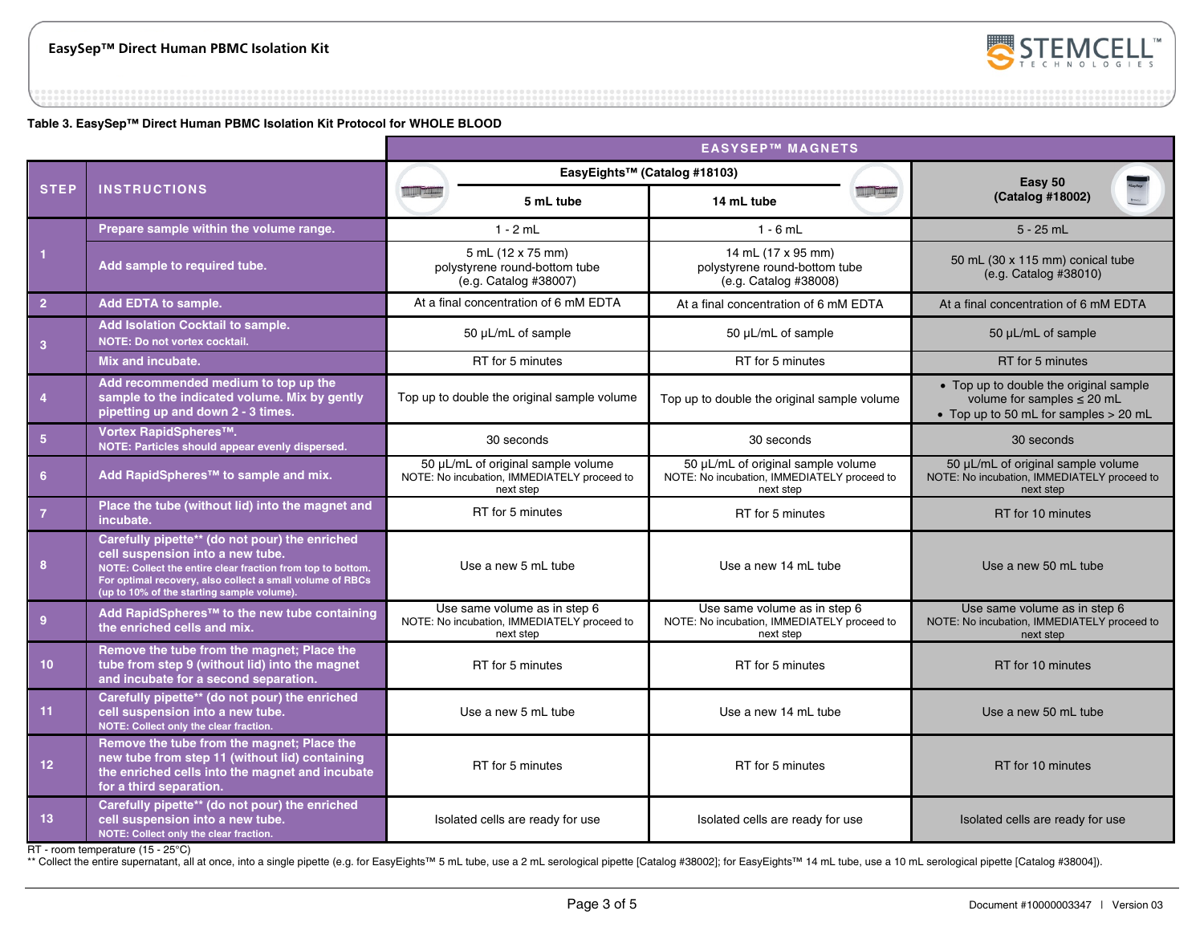**Table 3. EasySep™ Direct Human PBMC Isolation Kit Protocol for WHOLE BLOOD**

| STEP | INSTRUCTIONS | EASYSEP™ MAGNETS: EasyEights™ (Catalog #18103) 5 mL tube | EASYSEP™ MAGNETS: EasyEights™ (Catalog #18103) 14 mL tube | EASYSEP™ MAGNETS: Easy 50 (Catalog #18002) |
|---|---|---|---|---|
| 1 | Prepare sample within the volume range. | 1 - 2 mL | 1 - 6 mL | 5 - 25 mL |
| | Add sample to required tube. | 5 mL (12 x 75 mm) polystyrene round-bottom tube (e.g. Catalog #38007) | 14 mL (17 x 95 mm) polystyrene round-bottom tube (e.g. Catalog #38008) | 50 mL (30 x 115 mm) conical tube (e.g. Catalog #38010) |
| 2 | Add EDTA to sample. | At a final concentration of 6 mM EDTA | At a final concentration of 6 mM EDTA | At a final concentration of 6 mM EDTA |
| 3 | Add Isolation Cocktail to sample. NOTE: Do not vortex cocktail. | 50 µL/mL of sample | 50 µL/mL of sample | 50 µL/mL of sample |
| | Mix and incubate. | RT for 5 minutes | RT for 5 minutes | RT for 5 minutes |
| 4 | Add recommended medium to top up the sample to the indicated volume. Mix by gently pipetting up and down 2 - 3 times. | Top up to double the original sample volume | Top up to double the original sample volume | • Top up to double the original sample volume for samples ≤ 20 mL<br>• Top up to 50 mL for samples > 20 mL |
| 5 | Vortex RapidSpheres™. NOTE: Particles should appear evenly dispersed. | 30 seconds | 30 seconds | 30 seconds |
| 6 | Add RapidSpheres™ to sample and mix. | 50 µL/mL of original sample volume NOTE: No incubation, IMMEDIATELY proceed to next step | 50 µL/mL of original sample volume NOTE: No incubation, IMMEDIATELY proceed to next step | 50 µL/mL of original sample volume NOTE: No incubation, IMMEDIATELY proceed to next step |
| 7 | Place the tube (without lid) into the magnet and incubate. | RT for 5 minutes | RT for 5 minutes | RT for 10 minutes |
| 8 | Carefully pipette** (do not pour) the enriched cell suspension into a new tube. NOTE: Collect the entire clear fraction from top to bottom. For optimal recovery, also collect a small volume of RBCs (up to 10% of the starting sample volume). | Use a new 5 mL tube | Use a new 14 mL tube | Use a new 50 mL tube |
| 9 | Add RapidSpheres™ to the new tube containing the enriched cells and mix. | Use same volume as in step 6 NOTE: No incubation, IMMEDIATELY proceed to next step | Use same volume as in step 6 NOTE: No incubation, IMMEDIATELY proceed to next step | Use same volume as in step 6 NOTE: No incubation, IMMEDIATELY proceed to next step |
| 10 | Remove the tube from the magnet; Place the tube from step 9 (without lid) into the magnet and incubate for a second separation. | RT for 5 minutes | RT for 5 minutes | RT for 10 minutes |
| 11 | Carefully pipette** (do not pour) the enriched cell suspension into a new tube. NOTE: Collect only the clear fraction. | Use a new 5 mL tube | Use a new 14 mL tube | Use a new 50 mL tube |
| 12 | Remove the tube from the magnet; Place the new tube from step 11 (without lid) containing the enriched cells into the magnet and incubate for a third separation. | RT for 5 minutes | RT for 5 minutes | RT for 10 minutes |
| 13 | Carefully pipette** (do not pour) the enriched cell suspension into a new tube. NOTE: Collect only the clear fraction. | Isolated cells are ready for use | Isolated cells are ready for use | Isolated cells are ready for use |

RT - room temperature (15 - 25°C)

** Collect the entire supernatant, all at once, into a single pipette (e.g. for EasyEights™ 5 mL tube, use a 2 mL serological pipette [Catalog #38002]; for EasyEights™ 14 mL tube, use a 10 mL serological pipette [Catalog #38004]).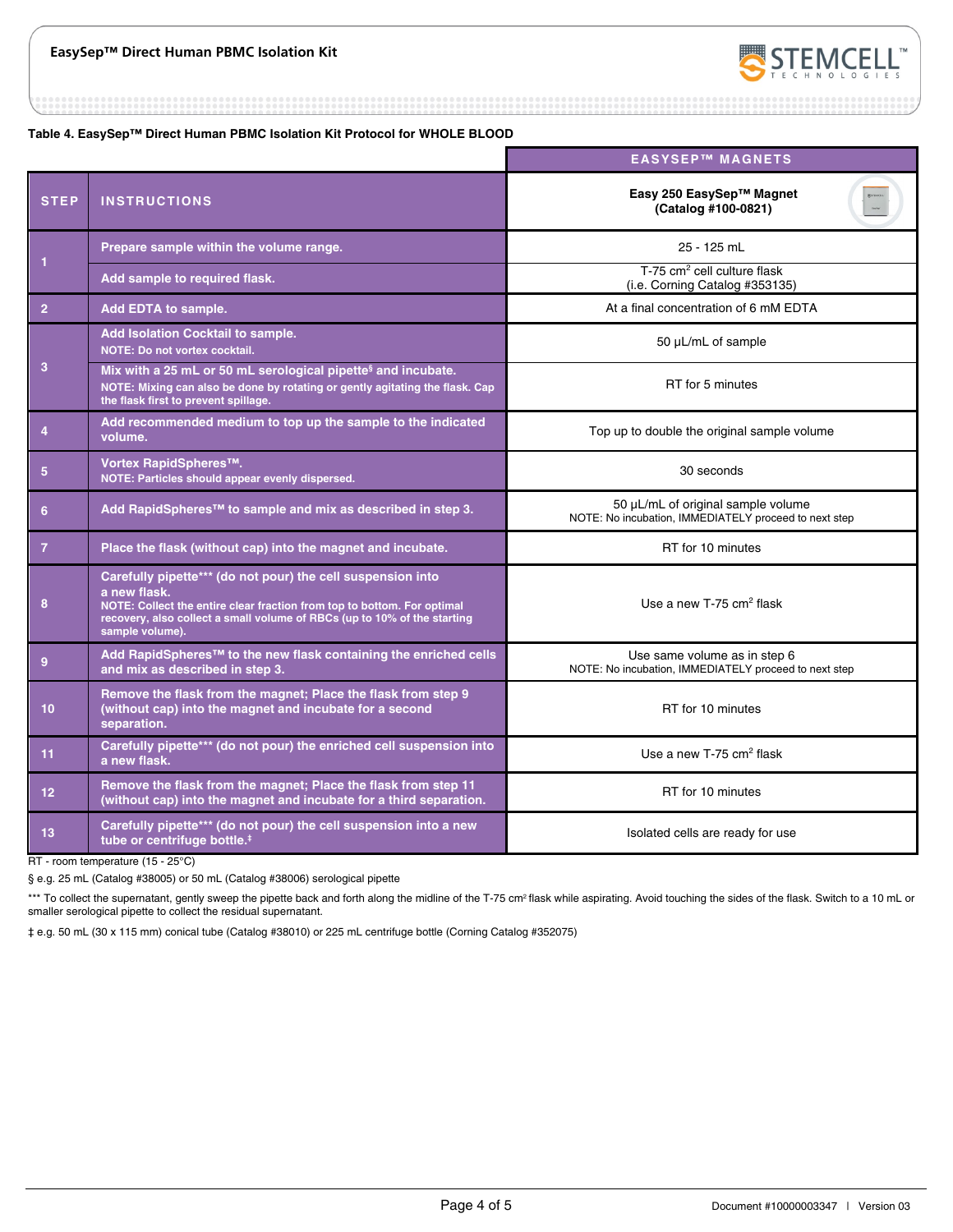**Table 4. EasySep™ Direct Human PBMC Isolation Kit Protocol for WHOLE BLOOD**

| STEP | INSTRUCTIONS | EASYSEP™ MAGNETS<br>Easy 250 EasySep™ Magnet (Catalog #100-0821) |
|---|---|---|
| 1 | Prepare sample within the volume range. | 25 - 125 mL |
| | Add sample to required flask. | T-75 cm² cell culture flask (i.e. Corning Catalog #353135) |
| 2 | Add EDTA to sample. | At a final concentration of 6 mM EDTA |
| 3 | Add Isolation Cocktail to sample.<br>NOTE: Do not vortex cocktail. | 50 µL/mL of sample |
| | Mix with a 25 mL or 50 mL serological pipette§ and incubate.<br>NOTE: Mixing can also be done by rotating or gently agitating the flask. Cap the flask first to prevent spillage. | RT for 5 minutes |
| 4 | Add recommended medium to top up the sample to the indicated volume. | Top up to double the original sample volume |
| 5 | Vortex RapidSpheres™.<br>NOTE: Particles should appear evenly dispersed. | 30 seconds |
| 6 | Add RapidSpheres™ to sample and mix as described in step 3. | 50 µL/mL of original sample volume<br>NOTE: No incubation, IMMEDIATELY proceed to next step |
| 7 | Place the flask (without cap) into the magnet and incubate. | RT for 10 minutes |
| 8 | Carefully pipette*** (do not pour) the cell suspension into a new flask.<br>NOTE: Collect the entire clear fraction from top to bottom. For optimal recovery, also collect a small volume of RBCs (up to 10% of the starting sample volume). | Use a new T-75 cm² flask |
| 9 | Add RapidSpheres™ to the new flask containing the enriched cells and mix as described in step 3. | Use same volume as in step 6<br>NOTE: No incubation, IMMEDIATELY proceed to next step |
| 10 | Remove the flask from the magnet; Place the flask from step 9 (without cap) into the magnet and incubate for a second separation. | RT for 10 minutes |
| 11 | Carefully pipette*** (do not pour) the enriched cell suspension into a new flask. | Use a new T-75 cm² flask |
| 12 | Remove the flask from the magnet; Place the flask from step 11 (without cap) into the magnet and incubate for a third separation. | RT for 10 minutes |
| 13 | Carefully pipette*** (do not pour) the cell suspension into a new tube or centrifuge bottle.‡ | Isolated cells are ready for use |

RT - room temperature (15 - 25°C)

§ e.g. 25 mL (Catalog #38005) or 50 mL (Catalog #38006) serological pipette

*** To collect the supernatant, gently sweep the pipette back and forth along the midline of the T-75 cm² flask while aspirating. Avoid touching the sides of the flask. Switch to a 10 mL or smaller serological pipette to collect the residual supernatant.

‡ e.g. 50 mL (30 x 115 mm) conical tube (Catalog #38010) or 225 mL centrifuge bottle (Corning Catalog #352075)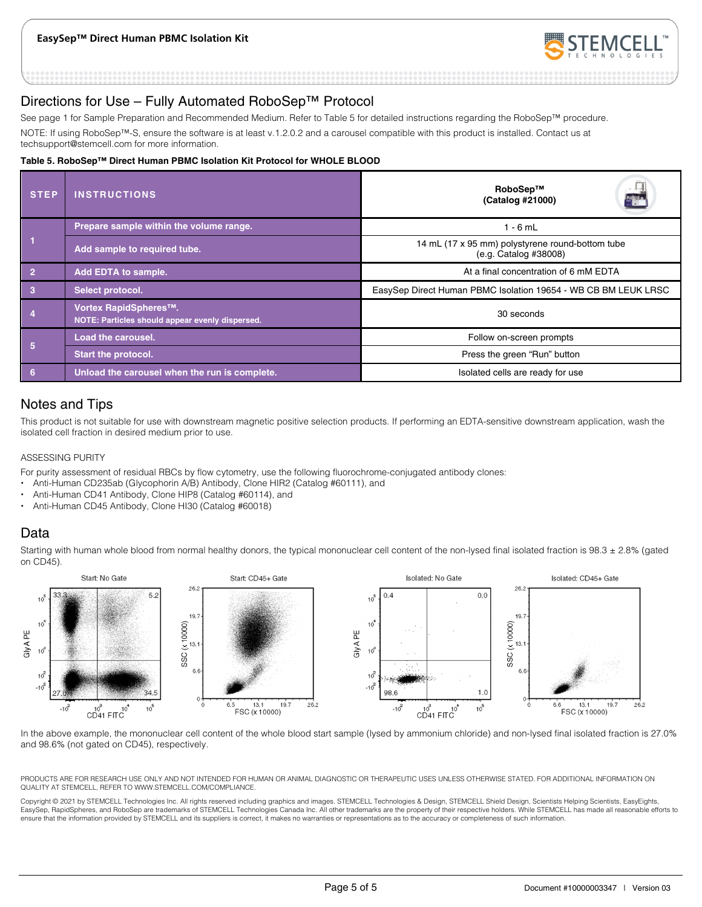## Directions for Use – Fully Automated RoboSep™ Protocol

See page 1 for Sample Preparation and Recommended Medium. Refer to Table 5 for detailed instructions regarding the RoboSep™ procedure.

NOTE: If using RoboSep™-S, ensure the software is at least v.1.2.0.2 and a carousel compatible with this product is installed. Contact us at techsupport@stemcell.com for more information.

**Table 5. RoboSep™ Direct Human PBMC Isolation Kit Protocol for WHOLE BLOOD**

| STEP | INSTRUCTIONS | RoboSep™ (Catalog #21000) |
|---|---|---|
| 1 | Prepare sample within the volume range. | 1 - 6 mL |
| | Add sample to required tube. | 14 mL (17 x 95 mm) polystyrene round-bottom tube (e.g. Catalog #38008) |
| 2 | Add EDTA to sample. | At a final concentration of 6 mM EDTA |
| 3 | Select protocol. | EasySep Direct Human PBMC Isolation 19654 - WB CB BM LEUK LRSC |
| 4 | Vortex RapidSpheres™. NOTE: Particles should appear evenly dispersed. | 30 seconds |
| 5 | Load the carousel. | Follow on-screen prompts |
| | Start the protocol. | Press the green "Run" button |
| 6 | Unload the carousel when the run is complete. | Isolated cells are ready for use |

## Notes and Tips

This product is not suitable for use with downstream magnetic positive selection products. If performing an EDTA-sensitive downstream application, wash the isolated cell fraction in desired medium prior to use.

ASSESSING PURITY

For purity assessment of residual RBCs by flow cytometry, use the following fluorochrome-conjugated antibody clones:

- Anti-Human CD235ab (Glycophorin A/B) Antibody, Clone HIR2 (Catalog #60111), and
- Anti-Human CD41 Antibody, Clone HIP8 (Catalog #60114), and
- Anti-Human CD45 Antibody, Clone HI30 (Catalog #60018)

## Data

Starting with human whole blood from normal healthy donors, the typical mononuclear cell content of the non-lysed final isolated fraction is 98.3 ± 2.8% (gated on CD45).

Start: No Gate
GlyA PE
CD41 FITC
33.3
5.2
27.0
34.5

Start: CD45+ Gate
SSC (x 10000)
FSC (x 10000)

Isolated: No Gate
GlyA PE
CD41 FITC
0.4
0.0
98.6
1.0

Isolated: CD45+ Gate
SSC (x 10000)
FSC (x 10000)

In the above example, the mononuclear cell content of the whole blood start sample (lysed by ammonium chloride) and non-lysed final isolated fraction is 27.0% and 98.6% (not gated on CD45), respectively.

PRODUCTS ARE FOR RESEARCH USE ONLY AND NOT INTENDED FOR HUMAN OR ANIMAL DIAGNOSTIC OR THERAPEUTIC USES UNLESS OTHERWISE STATED. FOR ADDITIONAL INFORMATION ON QUALITY AT STEMCELL, REFER TO WWW.STEMCELL.COM/COMPLIANCE.

Copyright © 2021 by STEMCELL Technologies Inc. All rights reserved including graphics and images. STEMCELL Technologies & Design, STEMCELL Shield Design, Scientists Helping Scientists, EasyEights, EasySep, RapidSpheres, and RoboSep are trademarks of STEMCELL Technologies Canada Inc. All other trademarks are the property of their respective holders. While STEMCELL has made all reasonable efforts to ensure that the information provided by STEMCELL and its suppliers is correct, it makes no warranties or representations as to the accuracy or completeness of such information.

Document #10000003347 | Version 03